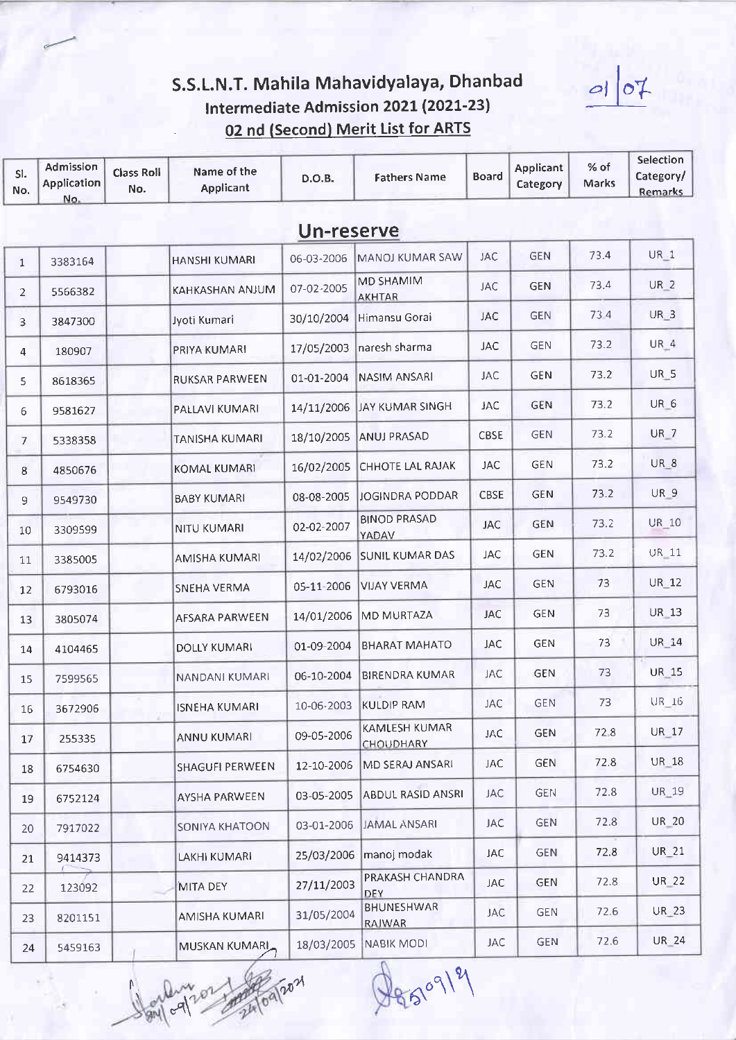# S.S.L.N.T. Mahila Mahavidyalaya, Dhanbad

## Intermediate Admission 2021 (2021-23)

## 02 nd (Second) Merit List for ARTS

01 | 07

| Sl. No. | Admission Application No. | Class Roll No. | Name of the Applicant | D.O.B. | Fathers Name | Board | Applicant Category | % of Marks | Selection Category/ Remarks |
|---|---|---|---|---|---|---|---|---|---|
| **Un-reserve** | | | | | | | | | |
| 1 | 3383164 | | HANSHI KUMARI | 06-03-2006 | MANOJ KUMAR SAW | JAC | GEN | 73.4 | UR_1 |
| 2 | 5566382 | | KAHKASHAN ANJUM | 07-02-2005 | MD SHAMIM AKHTAR | JAC | GEN | 73.4 | UR_2 |
| 3 | 3847300 | | Jyoti Kumari | 30/10/2004 | Himansu Gorai | JAC | GEN | 73.4 | UR_3 |
| 4 | 180907 | | PRIYA KUMARI | 17/05/2003 | naresh sharma | JAC | GEN | 73.2 | UR_4 |
| 5 | 8618365 | | RUKSAR PARWEEN | 01-01-2004 | NASIM ANSARI | JAC | GEN | 73.2 | UR_5 |
| 6 | 9581627 | | PALLAVI KUMARI | 14/11/2006 | JAY KUMAR SINGH | JAC | GEN | 73.2 | UR_6 |
| 7 | 5338358 | | TANISHA KUMARI | 18/10/2005 | ANUJ PRASAD | CBSE | GEN | 73.2 | UR_7 |
| 8 | 4850676 | | KOMAL KUMARI | 16/02/2005 | CHHOTE LAL RAJAK | JAC | GEN | 73.2 | UR_8 |
| 9 | 9549730 | | BABY KUMARI | 08-08-2005 | JOGINDRA PODDAR | CBSE | GEN | 73.2 | UR_9 |
| 10 | 3309599 | | NITU KUMARI | 02-02-2007 | BINOD PRASAD YADAV | JAC | GEN | 73.2 | UR_10 |
| 11 | 3385005 | | AMISHA KUMARI | 14/02/2006 | SUNIL KUMAR DAS | JAC | GEN | 73.2 | UR_11 |
| 12 | 6793016 | | SNEHA VERMA | 05-11-2006 | VIJAY VERMA | JAC | GEN | 73 | UR_12 |
| 13 | 3805074 | | AFSARA PARWEEN | 14/01/2006 | MD MURTAZA | JAC | GEN | 73 | UR_13 |
| 14 | 4104465 | | DOLLY KUMARI | 01-09-2004 | BHARAT MAHATO | JAC | GEN | 73 | UR_14 |
| 15 | 7599565 | | NANDANI KUMARI | 06-10-2004 | BIRENDRA KUMAR | JAC | GEN | 73 | UR_15 |
| 16 | 3672906 | | ISNEHA KUMARI | 10-06-2003 | KULDIP RAM | JAC | GEN | 73 | UR_16 |
| 17 | 255335 | | ANNU KUMARI | 09-05-2006 | KAMLESH KUMAR CHOUDHARY | JAC | GEN | 72.8 | UR_17 |
| 18 | 6754630 | | SHAGUFI PERWEEN | 12-10-2006 | MD SERAJ ANSARI | JAC | GEN | 72.8 | UR_18 |
| 19 | 6752124 | | AYSHA PARWEEN | 03-05-2005 | ABDUL RASID ANSRI | JAC | GEN | 72.8 | UR_19 |
| 20 | 7917022 | | SONIYA KHATOON | 03-01-2006 | JAMAL ANSARI | JAC | GEN | 72.8 | UR_20 |
| 21 | 9414373 | | LAKHI KUMARI | 25/03/2006 | manoj modak | JAC | GEN | 72.8 | UR_21 |
| 22 | 123092 | | MITA DEY | 27/11/2003 | PRAKASH CHANDRA DEY | JAC | GEN | 72.8 | UR_22 |
| 23 | 8201151 | | AMISHA KUMARI | 31/05/2004 | BHUNESHWAR RAJWAR | JAC | GEN | 72.6 | UR_23 |
| 24 | 5459163 | | MUSKAN KUMARI | 18/03/2005 | NABIK MODI | JAC | GEN | 72.6 | UR_24 |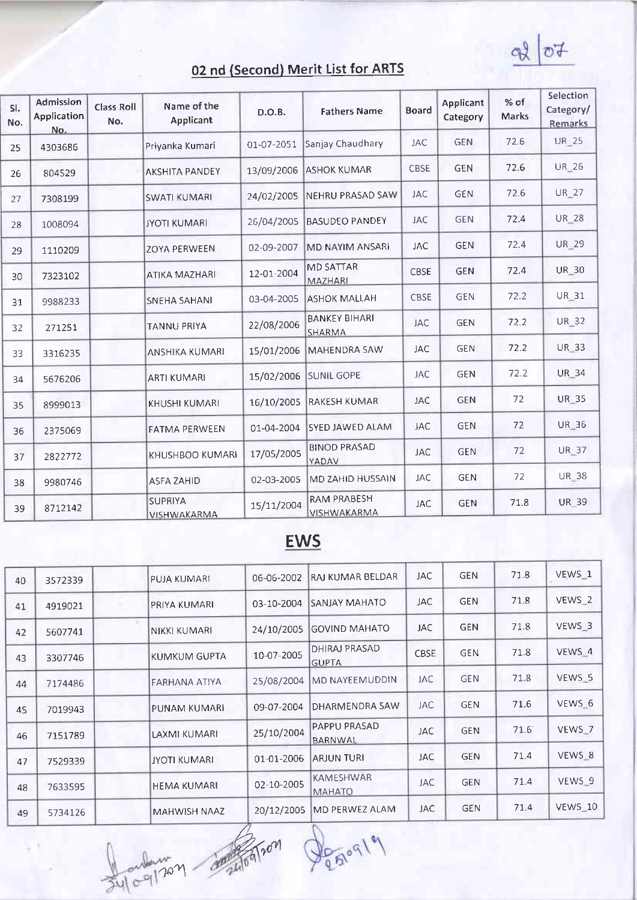## 02 nd (Second) Merit List for ARTS

| Sl. No. | Admission Application No. | Class Roll No. | Name of the Applicant | D.O.B. | Fathers Name | Board | Applicant Category | % of Marks | Selection Category/ Remarks |
|---|---|---|---|---|---|---|---|---|---|
| 25 | 4303686 | | Priyanka Kumari | 01-07-2051 | Sanjay Chaudhary | JAC | GEN | 72.6 | UR_25 |
| 26 | 804529 | | AKSHITA PANDEY | 13/09/2006 | ASHOK KUMAR | CBSE | GEN | 72.6 | UR_26 |
| 27 | 7308199 | | SWATI KUMARI | 24/02/2005 | NEHRU PRASAD SAW | JAC | GEN | 72.6 | UR_27 |
| 28 | 1008094 | | JYOTI KUMARI | 26/04/2005 | BASUDEO PANDEY | JAC | GEN | 72.4 | UR_28 |
| 29 | 1110209 | | ZOYA PERWEEN | 02-09-2007 | MD NAYIM ANSARI | JAC | GEN | 72.4 | UR_29 |
| 30 | 7323102 | | ATIKA MAZHARI | 12-01-2004 | MD SATTAR MAZHARI | CBSE | GEN | 72.4 | UR_30 |
| 31 | 9988233 | | SNEHA SAHANI | 03-04-2005 | ASHOK MALLAH | CBSE | GEN | 72.2 | UR_31 |
| 32 | 271251 | | TANNU PRIYA | 22/08/2006 | BANKEY BIHARI SHARMA | JAC | GEN | 72.2 | UR_32 |
| 33 | 3316235 | | ANSHIKA KUMARI | 15/01/2006 | MAHENDRA SAW | JAC | GEN | 72.2 | UR_33 |
| 34 | 5676206 | | ARTI KUMARI | 15/02/2006 | SUNIL GOPE | JAC | GEN | 72.2 | UR_34 |
| 35 | 8999013 | | KHUSHI KUMARI | 16/10/2005 | RAKESH KUMAR | JAC | GEN | 72 | UR_35 |
| 36 | 2375069 | | FATMA PERWEEN | 01-04-2004 | SYED JAWED ALAM | JAC | GEN | 72 | UR_36 |
| 37 | 2822772 | | KHUSHBOO KUMARI | 17/05/2005 | BINOD PRASAD YADAV | JAC | GEN | 72 | UR_37 |
| 38 | 9980746 | | ASFA ZAHID | 02-03-2005 | MD ZAHID HUSSAIN | JAC | GEN | 72 | UR_38 |
| 39 | 8712142 | | SUPRIYA VISHWAKARMA | 15/11/2004 | RAM PRABESH VISHWAKARMA | JAC | GEN | 71.8 | UR_39 |

## EWS

| Sl. No. | Admission Application No. | Class Roll No. | Name of the Applicant | D.O.B. | Fathers Name | Board | Applicant Category | % of Marks | Selection Category/ Remarks |
|---|---|---|---|---|---|---|---|---|---|
| 40 | 3572339 | | PUJA KUMARI | 06-06-2002 | RAJ KUMAR BELDAR | JAC | GEN | 71.8 | VEWS_1 |
| 41 | 4919021 | | PRIYA KUMARI | 03-10-2004 | SANJAY MAHATO | JAC | GEN | 71.8 | VEWS_2 |
| 42 | 5607741 | | NIKKI KUMARI | 24/10/2005 | GOVIND MAHATO | JAC | GEN | 71.8 | VEWS_3 |
| 43 | 3307746 | | KUMKUM GUPTA | 10-07-2005 | DHIRAJ PRASAD GUPTA | CBSE | GEN | 71.8 | VEWS_4 |
| 44 | 7174486 | | FARHANA ATIYA | 25/08/2004 | MD NAYEEMUDDIN | JAC | GEN | 71.8 | VEWS_5 |
| 45 | 7019943 | | PUNAM KUMARI | 09-07-2004 | DHARMENDRA SAW | JAC | GEN | 71.6 | VEWS_6 |
| 46 | 7151789 | | LAXMI KUMARI | 25/10/2004 | PAPPU PRASAD BARNWAL | JAC | GEN | 71.6 | VEWS_7 |
| 47 | 7529339 | | JYOTI KUMARI | 01-01-2006 | ARJUN TURI | JAC | GEN | 71.4 | VEWS_8 |
| 48 | 7633595 | | HEMA KUMARI | 02-10-2005 | KAMESHWAR MAHATO | JAC | GEN | 71.4 | VEWS_9 |
| 49 | 5734126 | | MAHWISH NAAZ | 20/12/2005 | MD PERWEZ ALAM | JAC | GEN | 71.4 | VEWS_10 |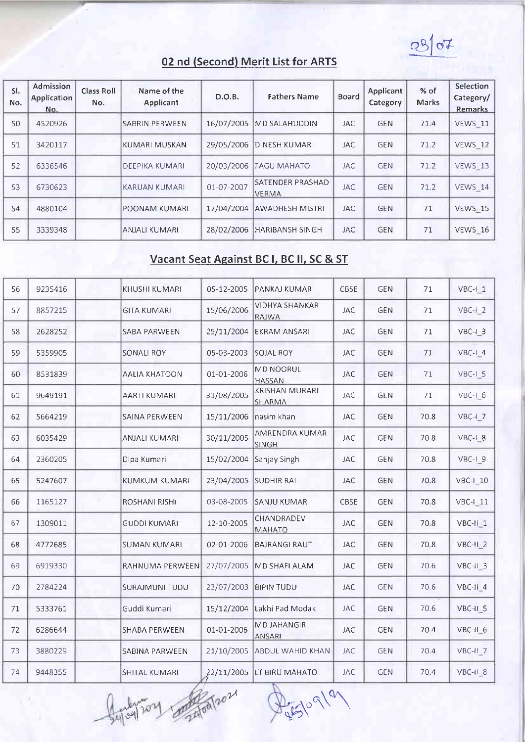## 02 nd (Second) Merit List for ARTS

| Sl. No. | Admission Application No. | Class Roll No. | Name of the Applicant | D.O.B. | Fathers Name | Board | Applicant Category | % of Marks | Selection Category/ Remarks |
|---|---|---|---|---|---|---|---|---|---|
| 50 | 4520926 | | SABRIN PERWEEN | 16/07/2005 | MD SALAHUDDIN | JAC | GEN | 71.4 | VEWS_11 |
| 51 | 3420117 | | KUMARI MUSKAN | 29/05/2006 | DINESH KUMAR | JAC | GEN | 71.2 | VEWS_12 |
| 52 | 6336546 | | DEEPIKA KUMARI | 20/03/2006 | FAGU MAHATO | JAC | GEN | 71.2 | VEWS_13 |
| 53 | 6730623 | | KARUAN KUMARI | 01-07-2007 | SATENDER PRASHAD VERMA | JAC | GEN | 71.2 | VEWS_14 |
| 54 | 4880104 | | POONAM KUMARI | 17/04/2004 | AWADHESH MISTRI | JAC | GEN | 71 | VEWS_15 |
| 55 | 3339348 | | ANJALI KUMARI | 28/02/2006 | HARIBANSH SINGH | JAC | GEN | 71 | VEWS_16 |

## Vacant Seat Against BC I, BC II, SC & ST

| Sl. No. | Admission Application No. | Class Roll No. | Name of the Applicant | D.O.B. | Fathers Name | Board | Applicant Category | % of Marks | Selection Category/ Remarks |
|---|---|---|---|---|---|---|---|---|---|
| 56 | 9235416 | | KHUSHI KUMARI | 05-12-2005 | PANKAJ KUMAR | CBSE | GEN | 71 | VBC-I_1 |
| 57 | 8857215 | | GITA KUMARI | 15/06/2006 | VIDHYA SHANKAR RAJWA | JAC | GEN | 71 | VBC-I_2 |
| 58 | 2628252 | | SABA PARWEEN | 25/11/2004 | EKRAM ANSARI | JAC | GEN | 71 | VBC-I_3 |
| 59 | 5359905 | | SONALI ROY | 05-03-2003 | SOJAL ROY | JAC | GEN | 71 | VBC-I_4 |
| 60 | 8531839 | | AALIA KHATOON | 01-01-2006 | MD NOORUL HASSAN | JAC | GEN | 71 | VBC-I_5 |
| 61 | 9649191 | | AARTI KUMARI | 31/08/2005 | KRISHAN MURARI SHARMA | JAC | GEN | 71 | VBC-I_6 |
| 62 | 5664219 | | SAINA PERWEEN | 15/11/2006 | nasim khan | JAC | GEN | 70.8 | VBC-I_7 |
| 63 | 6035429 | | ANJALI KUMARI | 30/11/2005 | AMRENDRA KUMAR SINGH | JAC | GEN | 70.8 | VBC-I_8 |
| 64 | 2360205 | | Dipa Kumari | 15/02/2004 | Sanjay Singh | JAC | GEN | 70.8 | VBC-I_9 |
| 65 | 5247607 | | KUMKUM KUMARI | 23/04/2005 | SUDHIR RAI | JAC | GEN | 70.8 | VBC-I_10 |
| 66 | 1165127 | | ROSHANI RISHI | 03-08-2005 | SANJU KUMAR | CBSE | GEN | 70.8 | VBC-I_11 |
| 67 | 1309011 | | GUDDI KUMARI | 12-10-2005 | CHANDRADEV MAHATO | JAC | GEN | 70.8 | VBC-II_1 |
| 68 | 4772685 | | SUMAN KUMARI | 02-01-2006 | BAJRANGI RAUT | JAC | GEN | 70.8 | VBC-II_2 |
| 69 | 6919330 | | RAHNUMA PERWEEN | 27/07/2005 | MD SHAFI ALAM | JAC | GEN | 70.6 | VBC-II_3 |
| 70 | 2784224 | | SURAJMUNI TUDU | 23/07/2003 | BIPIN TUDU | JAC | GEN | 70.6 | VBC-II_4 |
| 71 | 5333761 | | Guddi Kumari | 15/12/2004 | Lakhi Pad Modak | JAC | GEN | 70.6 | VBC-II_5 |
| 72 | 6286644 | | SHABA PERWEEN | 01-01-2006 | MD JAHANGIR ANSARI | JAC | GEN | 70.4 | VBC-II_6 |
| 73 | 3880229 | | SABINA PARWEEN | 21/10/2005 | ABDUL WAHID KHAN | JAC | GEN | 70.4 | VBC-II_7 |
| 74 | 9448355 | | SHITAL KUMARI | 22/11/2005 | LT BIRU MAHATO | JAC | GEN | 70.4 | VBC-II_8 |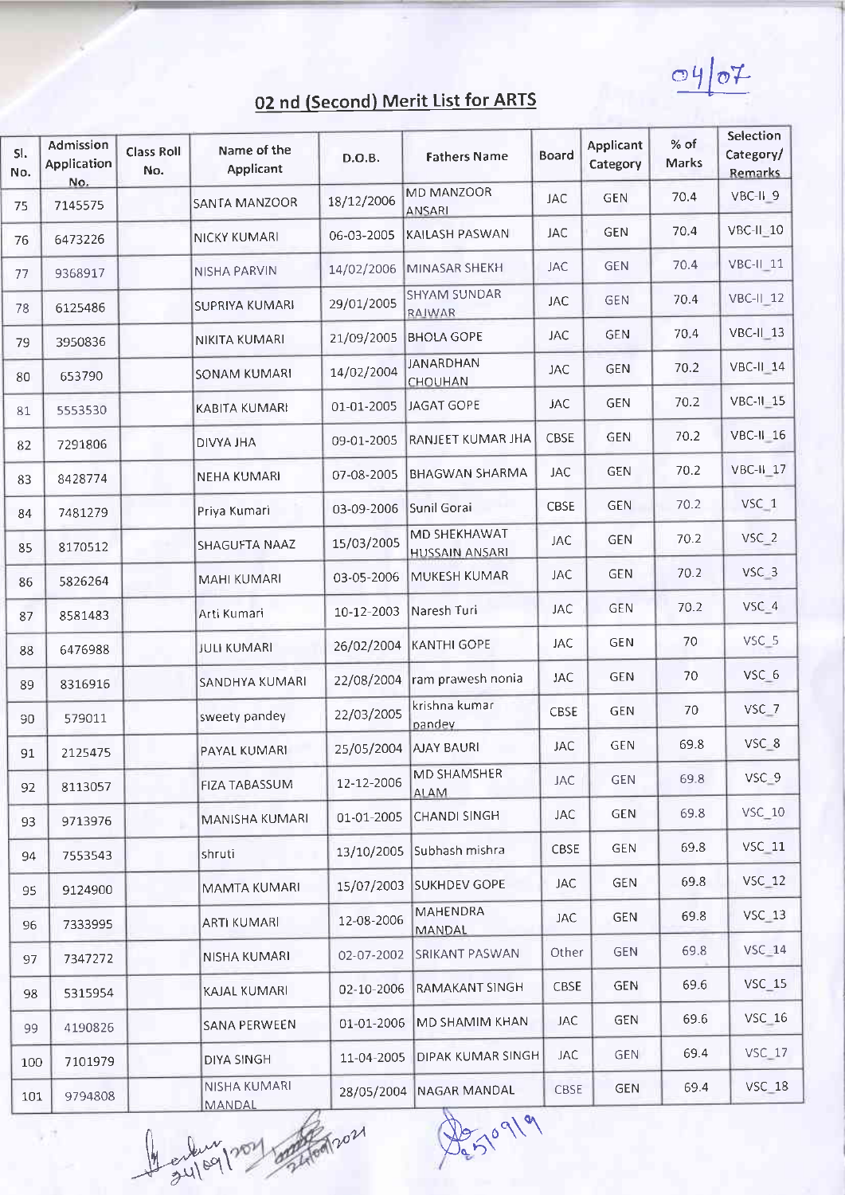## 02 nd (Second) Merit List for ARTS

| Sl. No. | Admission Application No. | Class Roll No. | Name of the Applicant | D.O.B. | Fathers Name | Board | Applicant Category | % of Marks | Selection Category/ Remarks |
|---|---|---|---|---|---|---|---|---|---|
| 75 | 7145575 | | SANTA MANZOOR | 18/12/2006 | MD MANZOOR ANSARI | JAC | GEN | 70.4 | VBC-II_9 |
| 76 | 6473226 | | NICKY KUMARI | 06-03-2005 | KAILASH PASWAN | JAC | GEN | 70.4 | VBC-II_10 |
| 77 | 9368917 | | NISHA PARVIN | 14/02/2006 | MINASAR SHEKH | JAC | GEN | 70.4 | VBC-II_11 |
| 78 | 6125486 | | SUPRIYA KUMARI | 29/01/2005 | SHYAM SUNDAR RAJWAR | JAC | GEN | 70.4 | VBC-II_12 |
| 79 | 3950836 | | NIKITA KUMARI | 21/09/2005 | BHOLA GOPE | JAC | GEN | 70.4 | VBC-II_13 |
| 80 | 653790 | | SONAM KUMARI | 14/02/2004 | JANARDHAN CHOUHAN | JAC | GEN | 70.2 | VBC-II_14 |
| 81 | 5553530 | | KABITA KUMARI | 01-01-2005 | JAGAT GOPE | JAC | GEN | 70.2 | VBC-II_15 |
| 82 | 7291806 | | DIVYA JHA | 09-01-2005 | RANJEET KUMAR JHA | CBSE | GEN | 70.2 | VBC-II_16 |
| 83 | 8428774 | | NEHA KUMARI | 07-08-2005 | BHAGWAN SHARMA | JAC | GEN | 70.2 | VBC-II_17 |
| 84 | 7481279 | | Priya Kumari | 03-09-2006 | Sunil Gorai | CBSE | GEN | 70.2 | VSC_1 |
| 85 | 8170512 | | SHAGUFTA NAAZ | 15/03/2005 | MD SHEKHAWAT HUSSAIN ANSARI | JAC | GEN | 70.2 | VSC_2 |
| 86 | 5826264 | | MAHI KUMARI | 03-05-2006 | MUKESH KUMAR | JAC | GEN | 70.2 | VSC_3 |
| 87 | 8581483 | | Arti Kumari | 10-12-2003 | Naresh Turi | JAC | GEN | 70.2 | VSC_4 |
| 88 | 6476988 | | JULI KUMARI | 26/02/2004 | KANTHI GOPE | JAC | GEN | 70 | VSC_5 |
| 89 | 8316916 | | SANDHYA KUMARI | 22/08/2004 | ram prawesh nonia | JAC | GEN | 70 | VSC_6 |
| 90 | 579011 | | sweety pandey | 22/03/2005 | krishna kumar pandey | CBSE | GEN | 70 | VSC_7 |
| 91 | 2125475 | | PAYAL KUMARI | 25/05/2004 | AJAY BAURI | JAC | GEN | 69.8 | VSC_8 |
| 92 | 8113057 | | FIZA TABASSUM | 12-12-2006 | MD SHAMSHER ALAM | JAC | GEN | 69.8 | VSC_9 |
| 93 | 9713976 | | MANISHA KUMARI | 01-01-2005 | CHANDI SINGH | JAC | GEN | 69.8 | VSC_10 |
| 94 | 7553543 | | shruti | 13/10/2005 | Subhash mishra | CBSE | GEN | 69.8 | VSC_11 |
| 95 | 9124900 | | MAMTA KUMARI | 15/07/2003 | SUKHDEV GOPE | JAC | GEN | 69.8 | VSC_12 |
| 96 | 7333995 | | ARTI KUMARI | 12-08-2006 | MAHENDRA MANDAL | JAC | GEN | 69.8 | VSC_13 |
| 97 | 7347272 | | NISHA KUMARI | 02-07-2002 | SRIKANT PASWAN | Other | GEN | 69.8 | VSC_14 |
| 98 | 5315954 | | KAJAL KUMARI | 02-10-2006 | RAMAKANT SINGH | CBSE | GEN | 69.6 | VSC_15 |
| 99 | 4190826 | | SANA PERWEEN | 01-01-2006 | MD SHAMIM KHAN | JAC | GEN | 69.6 | VSC_16 |
| 100 | 7101979 | | DIYA SINGH | 11-04-2005 | DIPAK KUMAR SINGH | JAC | GEN | 69.4 | VSC_17 |
| 101 | 9794808 | | NISHA KUMARI MANDAL | 28/05/2004 | NAGAR MANDAL | CBSE | GEN | 69.4 | VSC_18 |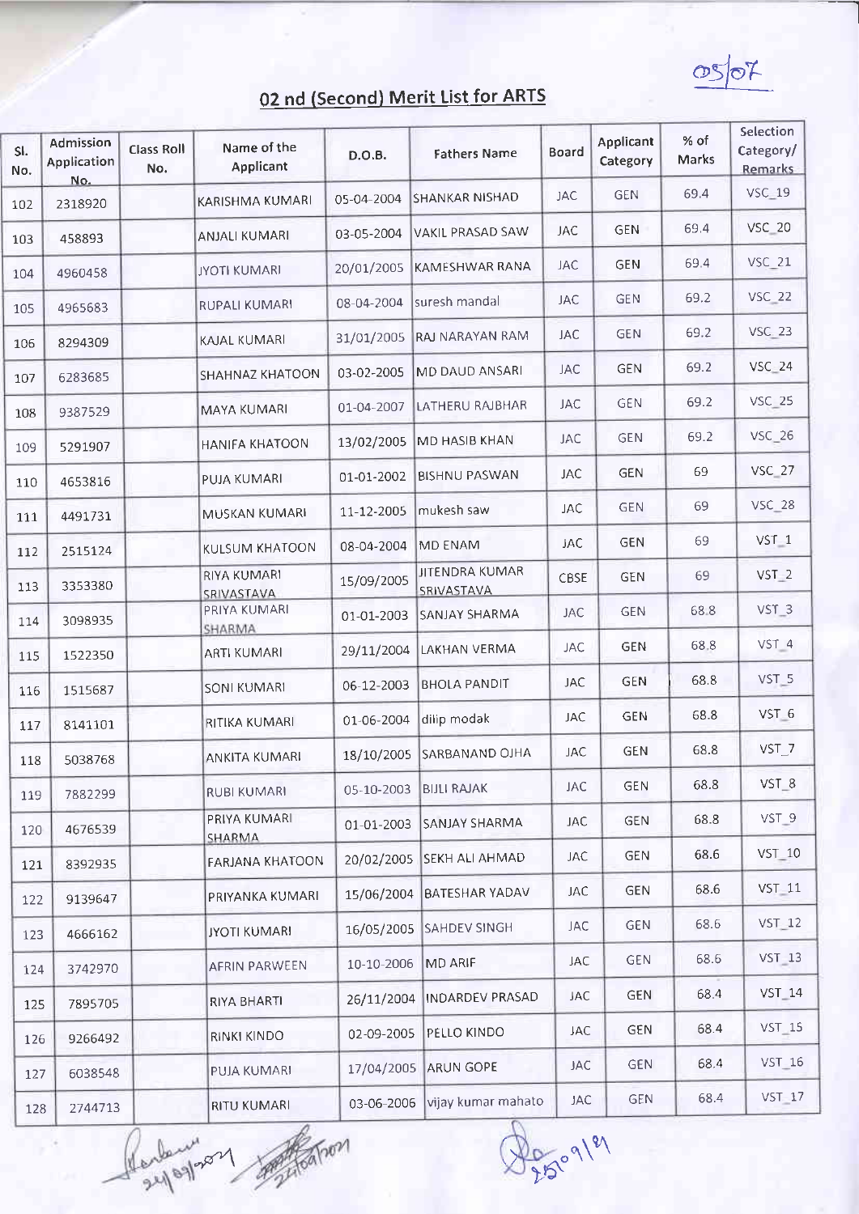05/07

## 02 nd (Second) Merit List for ARTS

| Sl. No. | Admission Application No. | Class Roll No. | Name of the Applicant | D.O.B. | Fathers Name | Board | Applicant Category | % of Marks | Selection Category/ Remarks |
|---|---|---|---|---|---|---|---|---|---|
| 102 | 2318920 | | KARISHMA KUMARI | 05-04-2004 | SHANKAR NISHAD | JAC | GEN | 69.4 | VSC_19 |
| 103 | 458893 | | ANJALI KUMARI | 03-05-2004 | VAKIL PRASAD SAW | JAC | GEN | 69.4 | VSC_20 |
| 104 | 4960458 | | JYOTI KUMARI | 20/01/2005 | KAMESHWAR RANA | JAC | GEN | 69.4 | VSC_21 |
| 105 | 4965683 | | RUPALI KUMARI | 08-04-2004 | suresh mandal | JAC | GEN | 69.2 | VSC_22 |
| 106 | 8294309 | | KAJAL KUMARI | 31/01/2005 | RAJ NARAYAN RAM | JAC | GEN | 69.2 | VSC_23 |
| 107 | 6283685 | | SHAHNAZ KHATOON | 03-02-2005 | MD DAUD ANSARI | JAC | GEN | 69.2 | VSC_24 |
| 108 | 9387529 | | MAYA KUMARI | 01-04-2007 | LATHERU RAJBHAR | JAC | GEN | 69.2 | VSC_25 |
| 109 | 5291907 | | HANIFA KHATOON | 13/02/2005 | MD HASIB KHAN | JAC | GEN | 69.2 | VSC_26 |
| 110 | 4653816 | | PUJA KUMARI | 01-01-2002 | BISHNU PASWAN | JAC | GEN | 69 | VSC_27 |
| 111 | 4491731 | | MUSKAN KUMARI | 11-12-2005 | mukesh saw | JAC | GEN | 69 | VSC_28 |
| 112 | 2515124 | | KULSUM KHATOON | 08-04-2004 | MD ENAM | JAC | GEN | 69 | VST_1 |
| 113 | 3353380 | | RIYA KUMARI SRIVASTAVA | 15/09/2005 | JITENDRA KUMAR SRIVASTAVA | CBSE | GEN | 69 | VST_2 |
| 114 | 3098935 | | PRIYA KUMARI SHARMA | 01-01-2003 | SANJAY SHARMA | JAC | GEN | 68.8 | VST_3 |
| 115 | 1522350 | | ARTI KUMARI | 29/11/2004 | LAKHAN VERMA | JAC | GEN | 68.8 | VST_4 |
| 116 | 1515687 | | SONI KUMARI | 06-12-2003 | BHOLA PANDIT | JAC | GEN | 68.8 | VST_5 |
| 117 | 8141101 | | RITIKA KUMARI | 01-06-2004 | dilip modak | JAC | GEN | 68.8 | VST_6 |
| 118 | 5038768 | | ANKITA KUMARI | 18/10/2005 | SARBANAND OJHA | JAC | GEN | 68.8 | VST_7 |
| 119 | 7882299 | | RUBI KUMARI | 05-10-2003 | BIJLI RAJAK | JAC | GEN | 68.8 | VST_8 |
| 120 | 4676539 | | PRIYA KUMARI SHARMA | 01-01-2003 | SANJAY SHARMA | JAC | GEN | 68.8 | VST_9 |
| 121 | 8392935 | | FARJANA KHATOON | 20/02/2005 | SEKH ALI AHMAD | JAC | GEN | 68.6 | VST_10 |
| 122 | 9139647 | | PRIYANKA KUMARI | 15/06/2004 | BATESHAR YADAV | JAC | GEN | 68.6 | VST_11 |
| 123 | 4666162 | | JYOTI KUMARI | 16/05/2005 | SAHDEV SINGH | JAC | GEN | 68.6 | VST_12 |
| 124 | 3742970 | | AFRIN PARWEEN | 10-10-2006 | MD ARIF | JAC | GEN | 68.6 | VST_13 |
| 125 | 7895705 | | RIYA BHARTI | 26/11/2004 | INDARDEV PRASAD | JAC | GEN | 68.4 | VST_14 |
| 126 | 9266492 | | RINKI KINDO | 02-09-2005 | PELLO KINDO | JAC | GEN | 68.4 | VST_15 |
| 127 | 6038548 | | PUJA KUMARI | 17/04/2005 | ARUN GOPE | JAC | GEN | 68.4 | VST_16 |
| 128 | 2744713 | | RITU KUMARI | 03-06-2006 | vijay kumar mahato | JAC | GEN | 68.4 | VST_17 |

24/09/2021 24/09/2021 25/09/21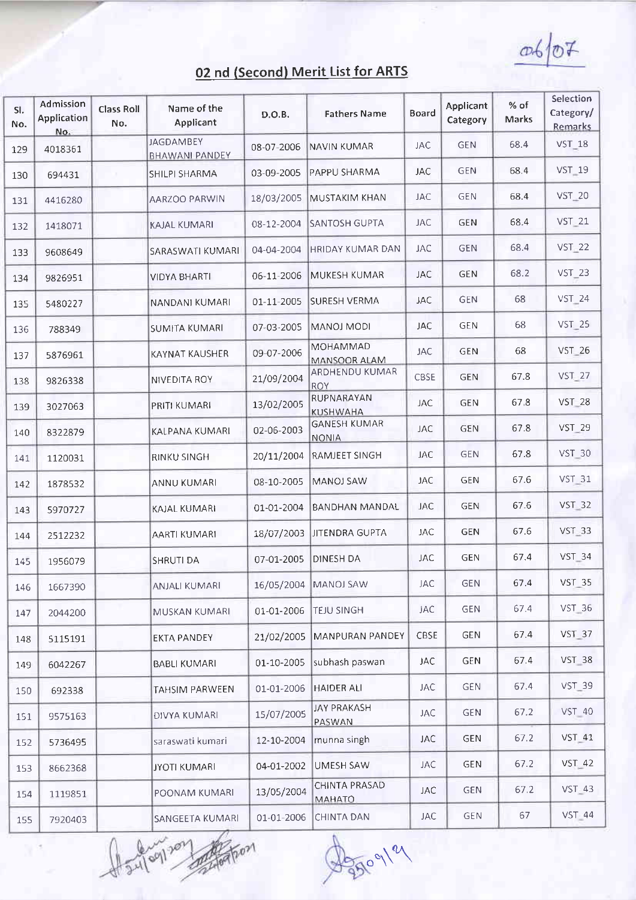## 02 nd (Second) Merit List for ARTS

| Sl. No. | Admission Application No. | Class Roll No. | Name of the Applicant | D.O.B. | Fathers Name | Board | Applicant Category | % of Marks | Selection Category/ Remarks |
|---|---|---|---|---|---|---|---|---|---|
| 129 | 4018361 | | JAGDAMBEY BHAWANI PANDEY | 08-07-2006 | NAVIN KUMAR | JAC | GEN | 68.4 | VST_18 |
| 130 | 694431 | | SHILPI SHARMA | 03-09-2005 | PAPPU SHARMA | JAC | GEN | 68.4 | VST_19 |
| 131 | 4416280 | | AARZOO PARWIN | 18/03/2005 | MUSTAKIM KHAN | JAC | GEN | 68.4 | VST_20 |
| 132 | 1418071 | | KAJAL KUMARI | 08-12-2004 | SANTOSH GUPTA | JAC | GEN | 68.4 | VST_21 |
| 133 | 9608649 | | SARASWATI KUMARI | 04-04-2004 | HRIDAY KUMAR DAN | JAC | GEN | 68.4 | VST_22 |
| 134 | 9826951 | | VIDYA BHARTI | 06-11-2006 | MUKESH KUMAR | JAC | GEN | 68.2 | VST_23 |
| 135 | 5480227 | | NANDANI KUMARI | 01-11-2005 | SURESH VERMA | JAC | GEN | 68 | VST_24 |
| 136 | 788349 | | SUMITA KUMARI | 07-03-2005 | MANOJ MODI | JAC | GEN | 68 | VST_25 |
| 137 | 5876961 | | KAYNAT KAUSHER | 09-07-2006 | MOHAMMAD MANSOOR ALAM | JAC | GEN | 68 | VST_26 |
| 138 | 9826338 | | NIVEDITA ROY | 21/09/2004 | ARDHENDU KUMAR ROY | CBSE | GEN | 67.8 | VST_27 |
| 139 | 3027063 | | PRITI KUMARI | 13/02/2005 | RUPNARAYAN KUSHWAHA | JAC | GEN | 67.8 | VST_28 |
| 140 | 8322879 | | KALPANA KUMARI | 02-06-2003 | GANESH KUMAR NONIA | JAC | GEN | 67.8 | VST_29 |
| 141 | 1120031 | | RINKU SINGH | 20/11/2004 | RAMJEET SINGH | JAC | GEN | 67.8 | VST_30 |
| 142 | 1878532 | | ANNU KUMARI | 08-10-2005 | MANOJ SAW | JAC | GEN | 67.6 | VST_31 |
| 143 | 5970727 | | KAJAL KUMARI | 01-01-2004 | BANDHAN MANDAL | JAC | GEN | 67.6 | VST_32 |
| 144 | 2512232 | | AARTI KUMARI | 18/07/2003 | JITENDRA GUPTA | JAC | GEN | 67.6 | VST_33 |
| 145 | 1956079 | | SHRUTI DA | 07-01-2005 | DINESH DA | JAC | GEN | 67.4 | VST_34 |
| 146 | 1667390 | | ANJALI KUMARI | 16/05/2004 | MANOJ SAW | JAC | GEN | 67.4 | VST_35 |
| 147 | 2044200 | | MUSKAN KUMARI | 01-01-2006 | TEJU SINGH | JAC | GEN | 67.4 | VST_36 |
| 148 | 5115191 | | EKTA PANDEY | 21/02/2005 | MANPURAN PANDEY | CBSE | GEN | 67.4 | VST_37 |
| 149 | 6042267 | | BABLI KUMARI | 01-10-2005 | subhash paswan | JAC | GEN | 67.4 | VST_38 |
| 150 | 692338 | | TAHSIM PARWEEN | 01-01-2006 | HAIDER ALI | JAC | GEN | 67.4 | VST_39 |
| 151 | 9575163 | | DIVYA KUMARI | 15/07/2005 | JAY PRAKASH PASWAN | JAC | GEN | 67.2 | VST_40 |
| 152 | 5736495 | | saraswati kumari | 12-10-2004 | munna singh | JAC | GEN | 67.2 | VST_41 |
| 153 | 8662368 | | JYOTI KUMARI | 04-01-2002 | UMESH SAW | JAC | GEN | 67.2 | VST_42 |
| 154 | 1119851 | | POONAM KUMARI | 13/05/2004 | CHINTA PRASAD MAHATO | JAC | GEN | 67.2 | VST_43 |
| 155 | 7920403 | | SANGEETA KUMARI | 01-01-2006 | CHINTA DAN | JAC | GEN | 67 | VST_44 |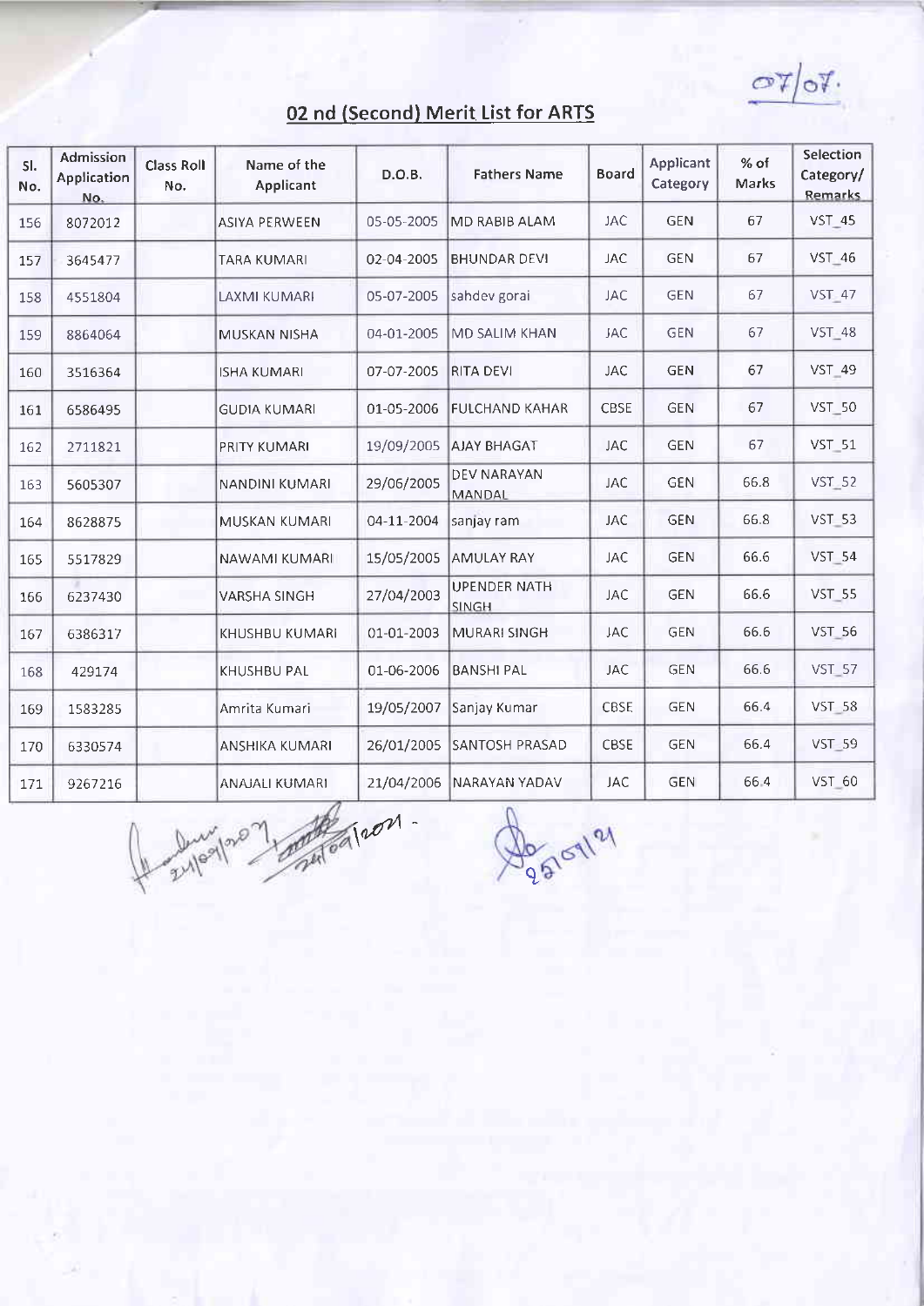## 02 nd (Second) Merit List for ARTS

| Sl. No. | Admission Application No. | Class Roll No. | Name of the Applicant | D.O.B. | Fathers Name | Board | Applicant Category | % of Marks | Selection Category/ Remarks |
|---|---|---|---|---|---|---|---|---|---|
| 156 | 8072012 | | ASIYA PERWEEN | 05-05-2005 | MD RABIB ALAM | JAC | GEN | 67 | VST_45 |
| 157 | 3645477 | | TARA KUMARI | 02-04-2005 | BHUNDAR DEVI | JAC | GEN | 67 | VST_46 |
| 158 | 4551804 | | LAXMI KUMARI | 05-07-2005 | sahdev gorai | JAC | GEN | 67 | VST_47 |
| 159 | 8864064 | | MUSKAN NISHA | 04-01-2005 | MD SALIM KHAN | JAC | GEN | 67 | VST_48 |
| 160 | 3516364 | | ISHA KUMARI | 07-07-2005 | RITA DEVI | JAC | GEN | 67 | VST_49 |
| 161 | 6586495 | | GUDIA KUMARI | 01-05-2006 | FULCHAND KAHAR | CBSE | GEN | 67 | VST_50 |
| 162 | 2711821 | | PRITY KUMARI | 19/09/2005 | AJAY BHAGAT | JAC | GEN | 67 | VST_51 |
| 163 | 5605307 | | NANDINI KUMARI | 29/06/2005 | DEV NARAYAN MANDAL | JAC | GEN | 66.8 | VST_52 |
| 164 | 8628875 | | MUSKAN KUMARI | 04-11-2004 | sanjay ram | JAC | GEN | 66.8 | VST_53 |
| 165 | 5517829 | | NAWAMI KUMARI | 15/05/2005 | AMULAY RAY | JAC | GEN | 66.6 | VST_54 |
| 166 | 6237430 | | VARSHA SINGH | 27/04/2003 | UPENDER NATH SINGH | JAC | GEN | 66.6 | VST_55 |
| 167 | 6386317 | | KHUSHBU KUMARI | 01-01-2003 | MURARI SINGH | JAC | GEN | 66.6 | VST_56 |
| 168 | 429174 | | KHUSHBU PAL | 01-06-2006 | BANSHI PAL | JAC | GEN | 66.6 | VST_57 |
| 169 | 1583285 | | Amrita Kumari | 19/05/2007 | Sanjay Kumar | CBSE | GEN | 66.4 | VST_58 |
| 170 | 6330574 | | ANSHIKA KUMARI | 26/01/2005 | SANTOSH PRASAD | CBSE | GEN | 66.4 | VST_59 |
| 171 | 9267216 | | ANAJALI KUMARI | 21/04/2006 | NARAYAN YADAV | JAC | GEN | 66.4 | VST_60 |